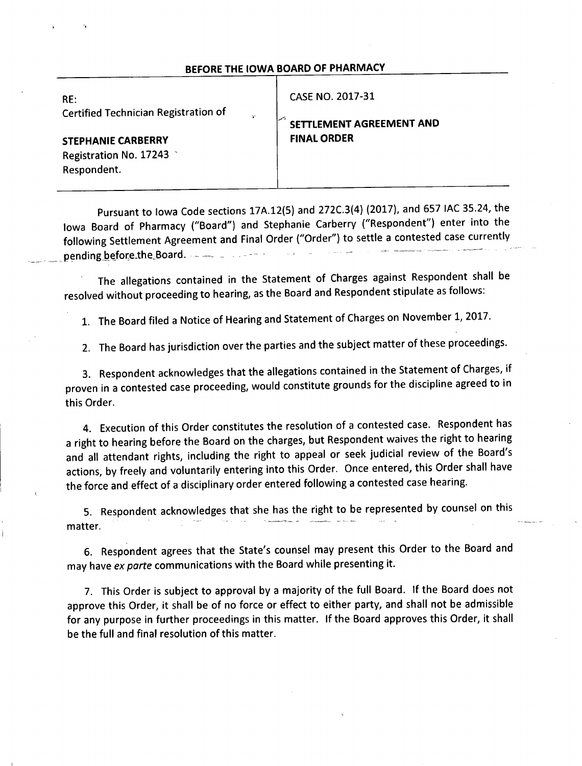## BEFORE THE IOWA BOARD OF PHARMACY

| RE: Certified Technician Registration of **STEPHANIE CARBERRY** Registration No. 17243 Respondent. | CASE NO. 2017-31 **SETTLEMENT AGREEMENT AND FINAL ORDER** |
|---|---|

Pursuant to Iowa Code sections 17A.12(5) and 272C.3(4) (2017), and 657 IAC 35.24, the Iowa Board of Pharmacy ("Board") and Stephanie Carberry ("Respondent") enter into the following Settlement Agreement and Final Order ("Order") to settle a contested case currently pending before the Board.

The allegations contained in the Statement of Charges against Respondent shall be resolved without proceeding to hearing, as the Board and Respondent stipulate as follows:

1. The Board filed a Notice of Hearing and Statement of Charges on November 1, 2017.

2. The Board has jurisdiction over the parties and the subject matter of these proceedings.

3. Respondent acknowledges that the allegations contained in the Statement of Charges, if proven in a contested case proceeding, would constitute grounds for the discipline agreed to in this Order.

4. Execution of this Order constitutes the resolution of a contested case. Respondent has a right to hearing before the Board on the charges, but Respondent waives the right to hearing and all attendant rights, including the right to appeal or seek judicial review of the Board's actions, by freely and voluntarily entering into this Order. Once entered, this Order shall have the force and effect of a disciplinary order entered following a contested case hearing.

5. Respondent acknowledges that she has the right to be represented by counsel on this matter.

6. Respondent agrees that the State's counsel may present this Order to the Board and may have *ex parte* communications with the Board while presenting it.

7. This Order is subject to approval by a majority of the full Board. If the Board does not approve this Order, it shall be of no force or effect to either party, and shall not be admissible for any purpose in further proceedings in this matter. If the Board approves this Order, it shall be the full and final resolution of this matter.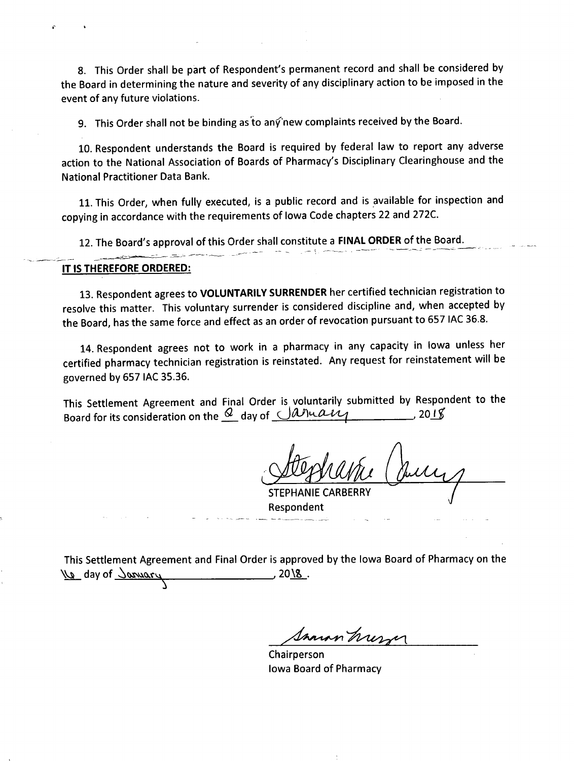8. This Order shall be part of Respondent's permanent record and shall be considered by the Board in determining the nature and severity of any disciplinary action to be imposed in the event of any future violations.

9. This Order shall not be binding as to any new complaints received by the Board.

10. Respondent understands the Board is required by federal law to report any adverse action to the National Association of Boards of Pharmacy's Disciplinary Clearinghouse and the National Practitioner Data Bank.

11. This Order, when fully executed, is a public record and is available for inspection and copying in accordance with the requirements of Iowa Code chapters 22 and 272C.

12. The Board's approval of this Order shall constitute a **FINAL ORDER** of the Board.

**IT IS THEREFORE ORDERED:**

13. Respondent agrees to **VOLUNTARILY SURRENDER** her certified technician registration to resolve this matter. This voluntary surrender is considered discipline and, when accepted by the Board, has the same force and effect as an order of revocation pursuant to 657 IAC 36.8.

14. Respondent agrees not to work in a pharmacy in any capacity in Iowa unless her certified pharmacy technician registration is reinstated. Any request for reinstatement will be governed by 657 IAC 35.36.

This Settlement Agreement and Final Order is voluntarily submitted by Respondent to the Board for its consideration on the 8 day of January, 2018

STEPHANIE CARBERRY
Respondent

This Settlement Agreement and Final Order is approved by the Iowa Board of Pharmacy on the 16 day of January, 2018.

Chairperson
Iowa Board of Pharmacy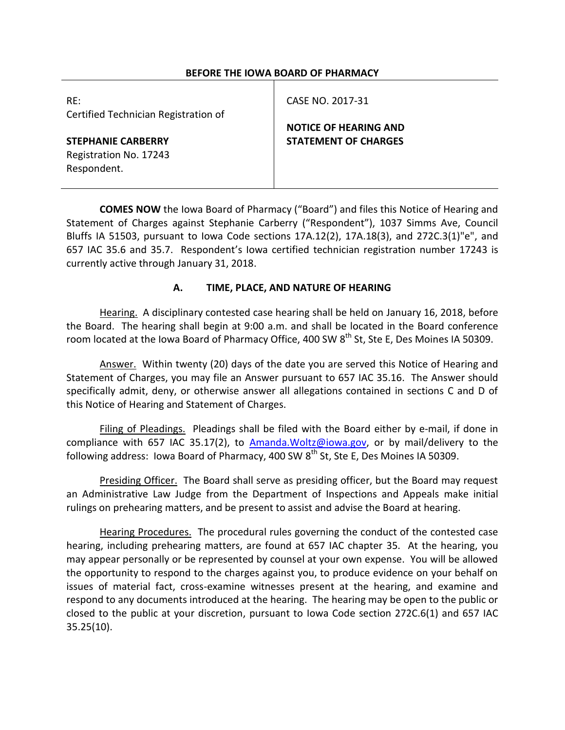**BEFORE THE IOWA BOARD OF PHARMACY**

| RE: Certified Technician Registration of **STEPHANIE CARBERRY** Registration No. 17243 Respondent. | CASE NO. 2017-31 **NOTICE OF HEARING AND STATEMENT OF CHARGES** |
|---|---|

**COMES NOW** the Iowa Board of Pharmacy ("Board") and files this Notice of Hearing and Statement of Charges against Stephanie Carberry ("Respondent"), 1037 Simms Ave, Council Bluffs IA 51503, pursuant to Iowa Code sections 17A.12(2), 17A.18(3), and 272C.3(1)"e", and 657 IAC 35.6 and 35.7. Respondent's Iowa certified technician registration number 17243 is currently active through January 31, 2018.

## A. TIME, PLACE, AND NATURE OF HEARING

Hearing. A disciplinary contested case hearing shall be held on January 16, 2018, before the Board. The hearing shall begin at 9:00 a.m. and shall be located in the Board conference room located at the Iowa Board of Pharmacy Office, 400 SW 8th St, Ste E, Des Moines IA 50309.

Answer. Within twenty (20) days of the date you are served this Notice of Hearing and Statement of Charges, you may file an Answer pursuant to 657 IAC 35.16. The Answer should specifically admit, deny, or otherwise answer all allegations contained in sections C and D of this Notice of Hearing and Statement of Charges.

Filing of Pleadings. Pleadings shall be filed with the Board either by e-mail, if done in compliance with 657 IAC 35.17(2), to Amanda.Woltz@iowa.gov, or by mail/delivery to the following address: Iowa Board of Pharmacy, 400 SW 8th St, Ste E, Des Moines IA 50309.

Presiding Officer. The Board shall serve as presiding officer, but the Board may request an Administrative Law Judge from the Department of Inspections and Appeals make initial rulings on prehearing matters, and be present to assist and advise the Board at hearing.

Hearing Procedures. The procedural rules governing the conduct of the contested case hearing, including prehearing matters, are found at 657 IAC chapter 35. At the hearing, you may appear personally or be represented by counsel at your own expense. You will be allowed the opportunity to respond to the charges against you, to produce evidence on your behalf on issues of material fact, cross-examine witnesses present at the hearing, and examine and respond to any documents introduced at the hearing. The hearing may be open to the public or closed to the public at your discretion, pursuant to Iowa Code section 272C.6(1) and 657 IAC 35.25(10).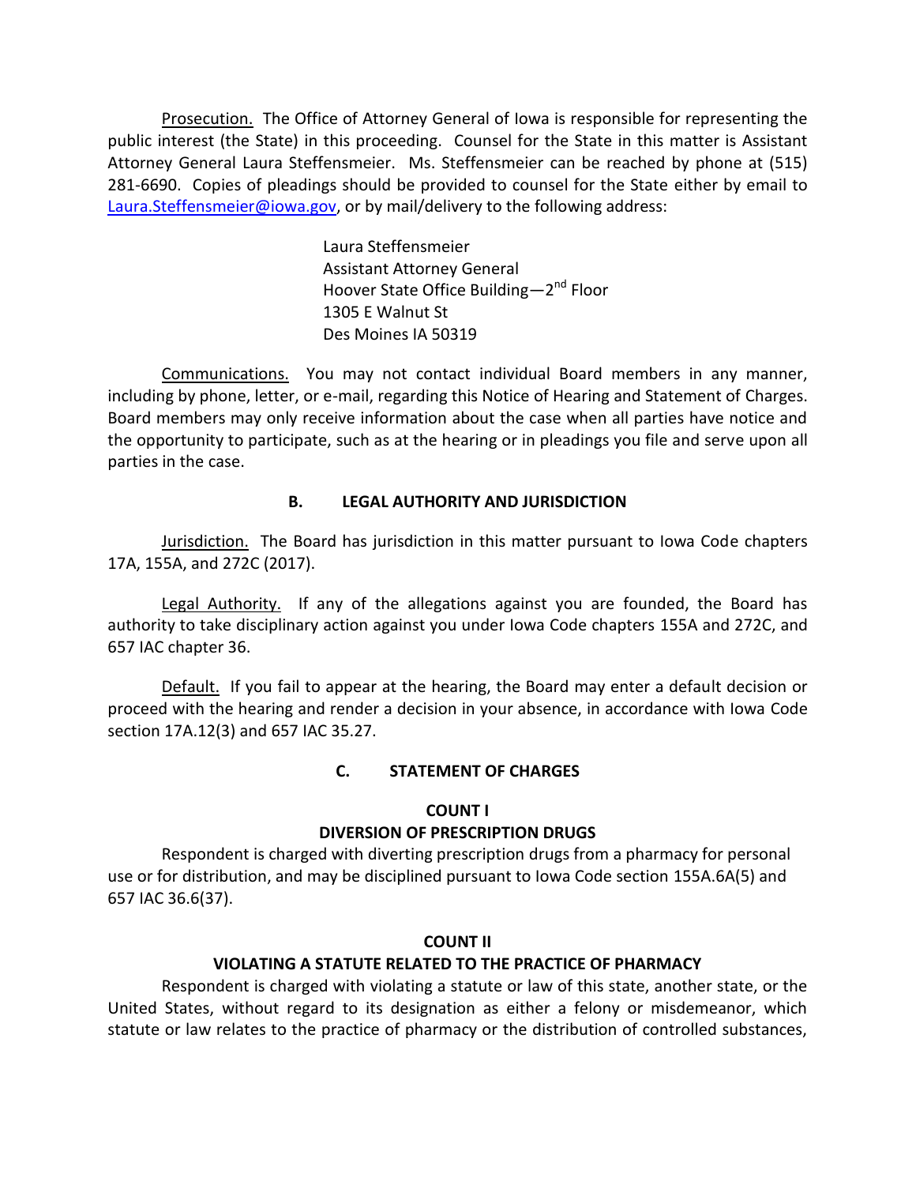Prosecution. The Office of Attorney General of Iowa is responsible for representing the public interest (the State) in this proceeding. Counsel for the State in this matter is Assistant Attorney General Laura Steffensmeier. Ms. Steffensmeier can be reached by phone at (515) 281-6690. Copies of pleadings should be provided to counsel for the State either by email to Laura.Steffensmeier@iowa.gov, or by mail/delivery to the following address:

> Laura Steffensmeier
> Assistant Attorney General
> Hoover State Office Building—2nd Floor
> 1305 E Walnut St
> Des Moines IA 50319

Communications. You may not contact individual Board members in any manner, including by phone, letter, or e-mail, regarding this Notice of Hearing and Statement of Charges. Board members may only receive information about the case when all parties have notice and the opportunity to participate, such as at the hearing or in pleadings you file and serve upon all parties in the case.

## B. LEGAL AUTHORITY AND JURISDICTION

Jurisdiction. The Board has jurisdiction in this matter pursuant to Iowa Code chapters 17A, 155A, and 272C (2017).

Legal Authority. If any of the allegations against you are founded, the Board has authority to take disciplinary action against you under Iowa Code chapters 155A and 272C, and 657 IAC chapter 36.

Default. If you fail to appear at the hearing, the Board may enter a default decision or proceed with the hearing and render a decision in your absence, in accordance with Iowa Code section 17A.12(3) and 657 IAC 35.27.

## C. STATEMENT OF CHARGES

### COUNT I
### DIVERSION OF PRESCRIPTION DRUGS

Respondent is charged with diverting prescription drugs from a pharmacy for personal use or for distribution, and may be disciplined pursuant to Iowa Code section 155A.6A(5) and 657 IAC 36.6(37).

### COUNT II
### VIOLATING A STATUTE RELATED TO THE PRACTICE OF PHARMACY

Respondent is charged with violating a statute or law of this state, another state, or the United States, without regard to its designation as either a felony or misdemeanor, which statute or law relates to the practice of pharmacy or the distribution of controlled substances,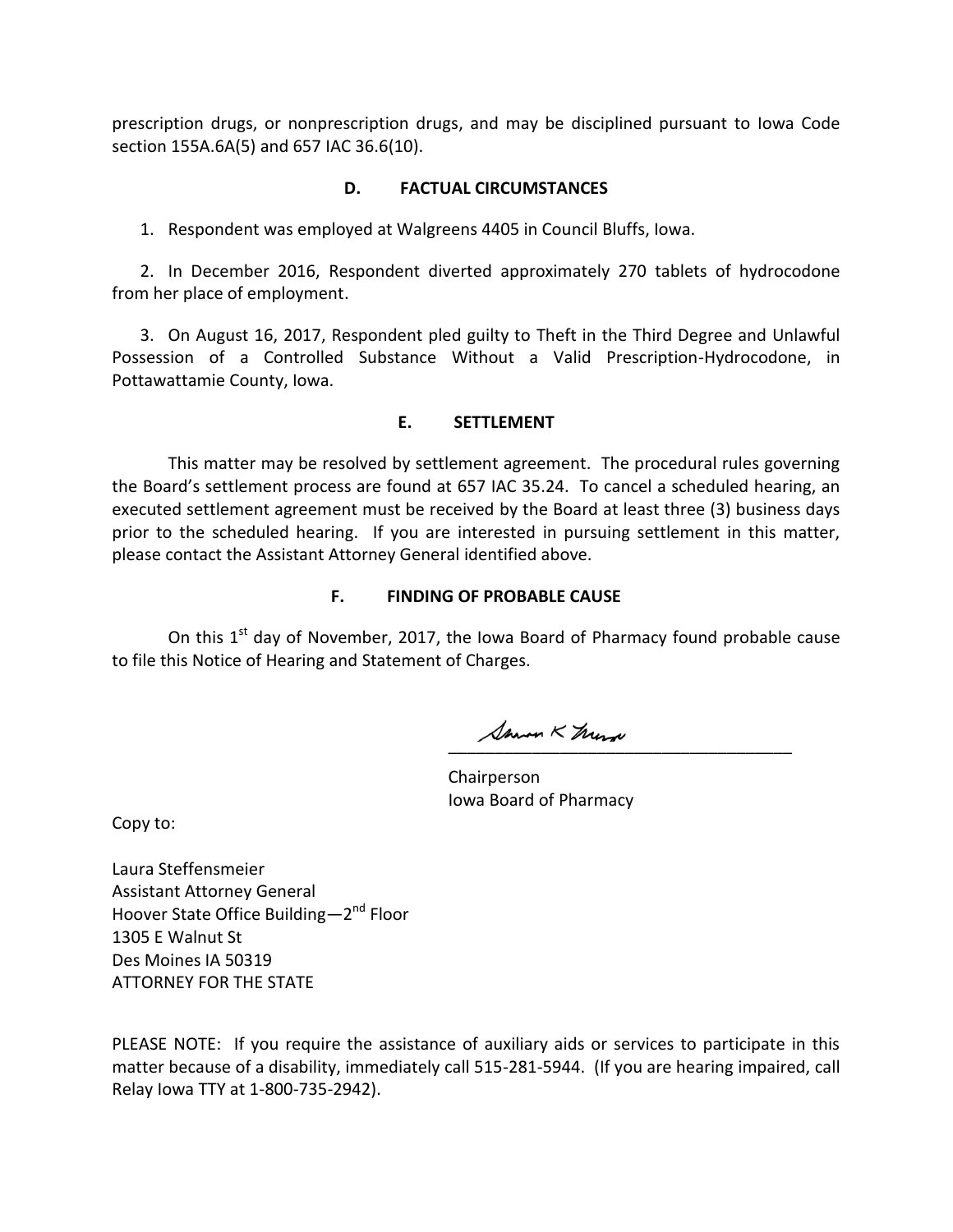prescription drugs, or nonprescription drugs, and may be disciplined pursuant to Iowa Code section 155A.6A(5) and 657 IAC 36.6(10).

## D. FACTUAL CIRCUMSTANCES

1. Respondent was employed at Walgreens 4405 in Council Bluffs, Iowa.

2. In December 2016, Respondent diverted approximately 270 tablets of hydrocodone from her place of employment.

3. On August 16, 2017, Respondent pled guilty to Theft in the Third Degree and Unlawful Possession of a Controlled Substance Without a Valid Prescription-Hydrocodone, in Pottawattamie County, Iowa.

## E. SETTLEMENT

This matter may be resolved by settlement agreement. The procedural rules governing the Board's settlement process are found at 657 IAC 35.24. To cancel a scheduled hearing, an executed settlement agreement must be received by the Board at least three (3) business days prior to the scheduled hearing. If you are interested in pursuing settlement in this matter, please contact the Assistant Attorney General identified above.

## F. FINDING OF PROBABLE CAUSE

On this 1st day of November, 2017, the Iowa Board of Pharmacy found probable cause to file this Notice of Hearing and Statement of Charges.

_______________________________________

Chairperson
Iowa Board of Pharmacy

Copy to:

Laura Steffensmeier
Assistant Attorney General
Hoover State Office Building—2nd Floor
1305 E Walnut St
Des Moines IA 50319
ATTORNEY FOR THE STATE

PLEASE NOTE: If you require the assistance of auxiliary aids or services to participate in this matter because of a disability, immediately call 515-281-5944. (If you are hearing impaired, call Relay Iowa TTY at 1-800-735-2942).